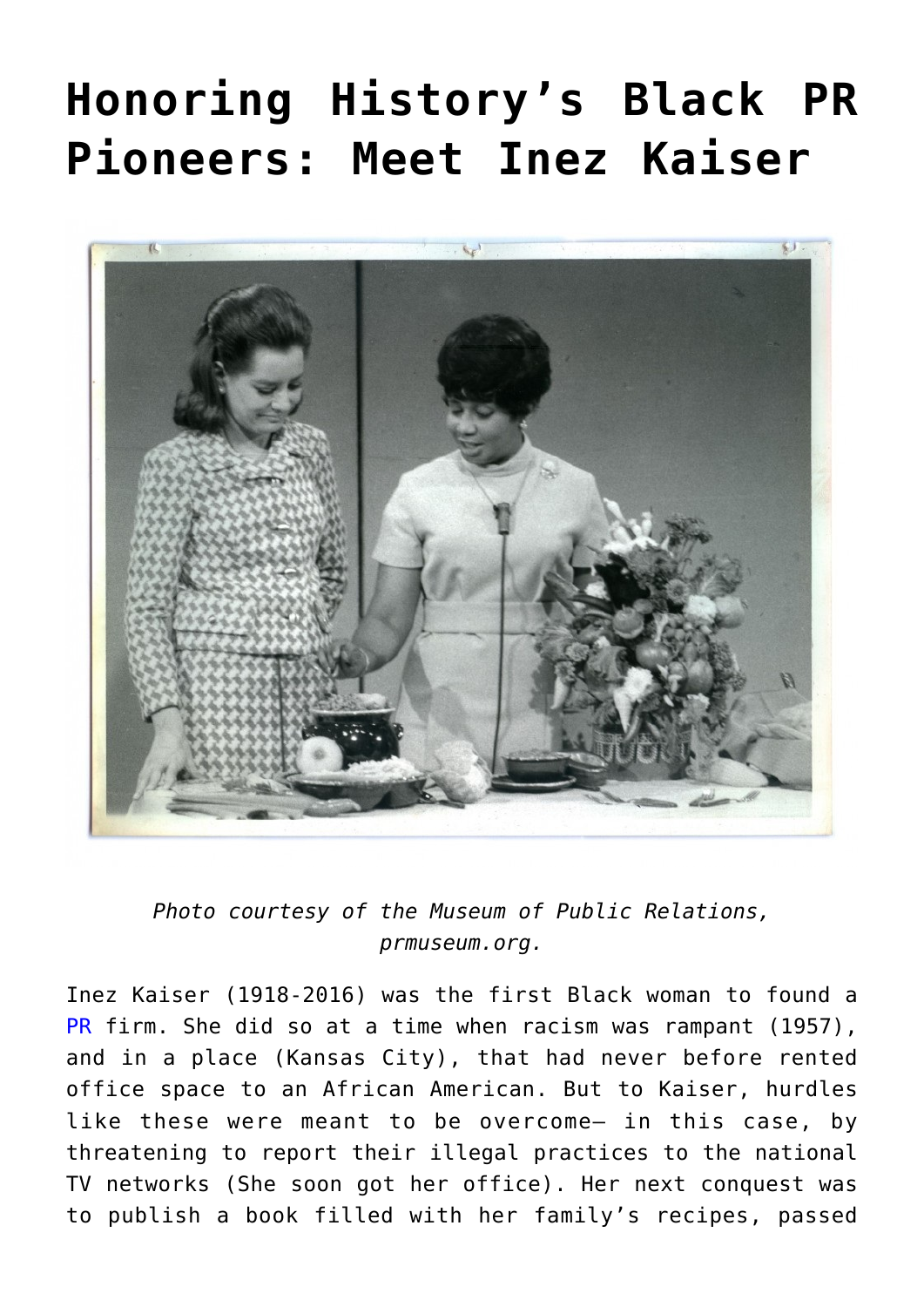# Honoring History's Black PR Pioneers: Meet Inez Kaiser

*Photo courtesy of the Museum of Public Relations, prmuseum.org.*

Inez Kaiser (1918-2016) was the first Black woman to found a PR firm. She did so at a time when racism was rampant (1957), and in a place (Kansas City), that had never before rented office space to an African American. But to Kaiser, hurdles like these were meant to be overcome— in this case, by threatening to report their illegal practices to the national TV networks (She soon got her office). Her next conquest was to publish a book filled with her family's recipes, passed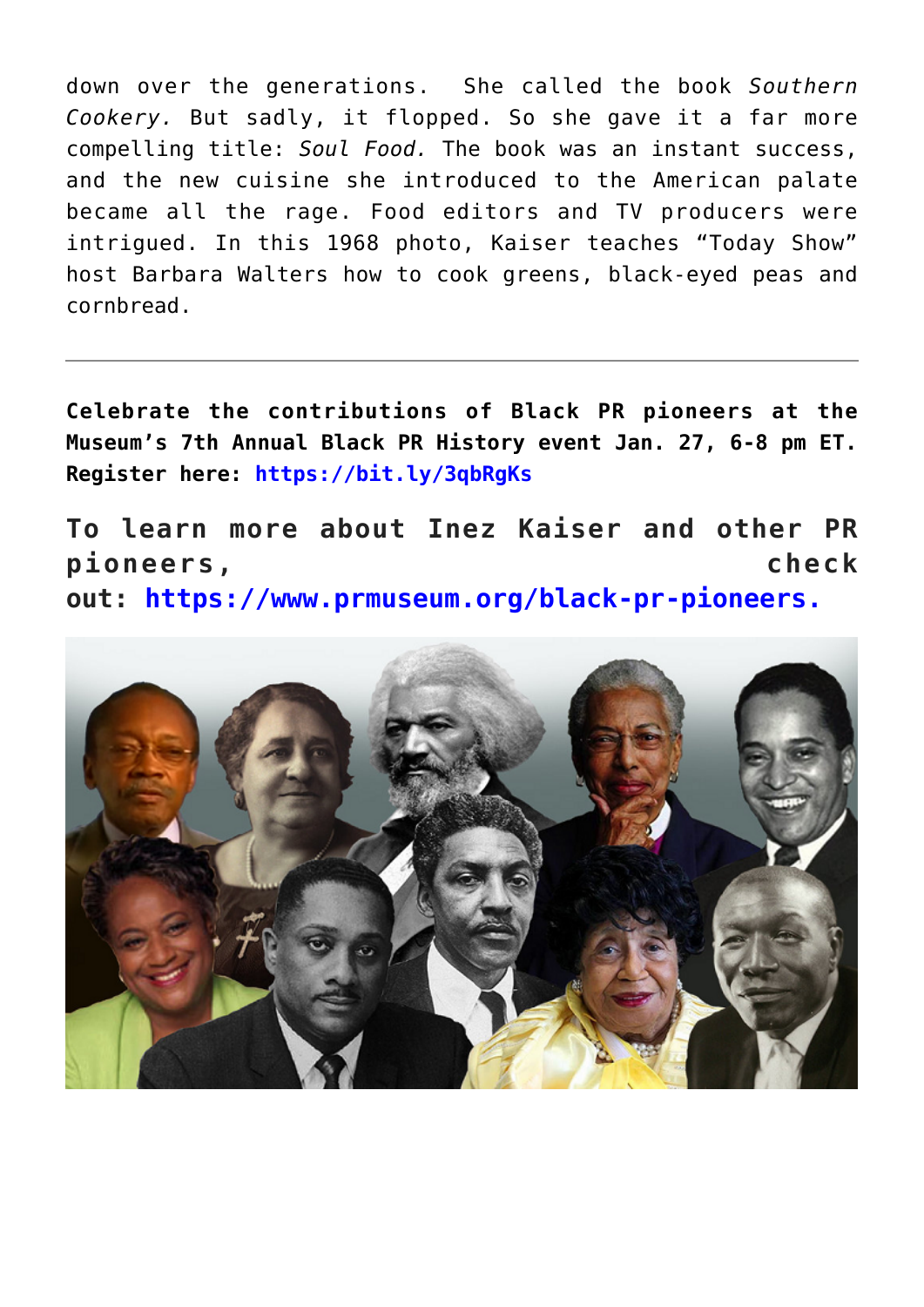down over the generations. She called the book *Southern Cookery.* But sadly, it flopped. So she gave it a far more compelling title: *Soul Food.* The book was an instant success, and the new cuisine she introduced to the American palate became all the rage. Food editors and TV producers were intrigued. In this 1968 photo, Kaiser teaches "Today Show" host Barbara Walters how to cook greens, black-eyed peas and cornbread.

---

**Celebrate the contributions of Black PR pioneers at the Museum's 7th Annual Black PR History event Jan. 27, 6-8 pm ET. Register here: https://bit.ly/3qbRgKs**

**To learn more about Inez Kaiser and other PR pioneers, check out: https://www.prmuseum.org/black-pr-pioneers.**